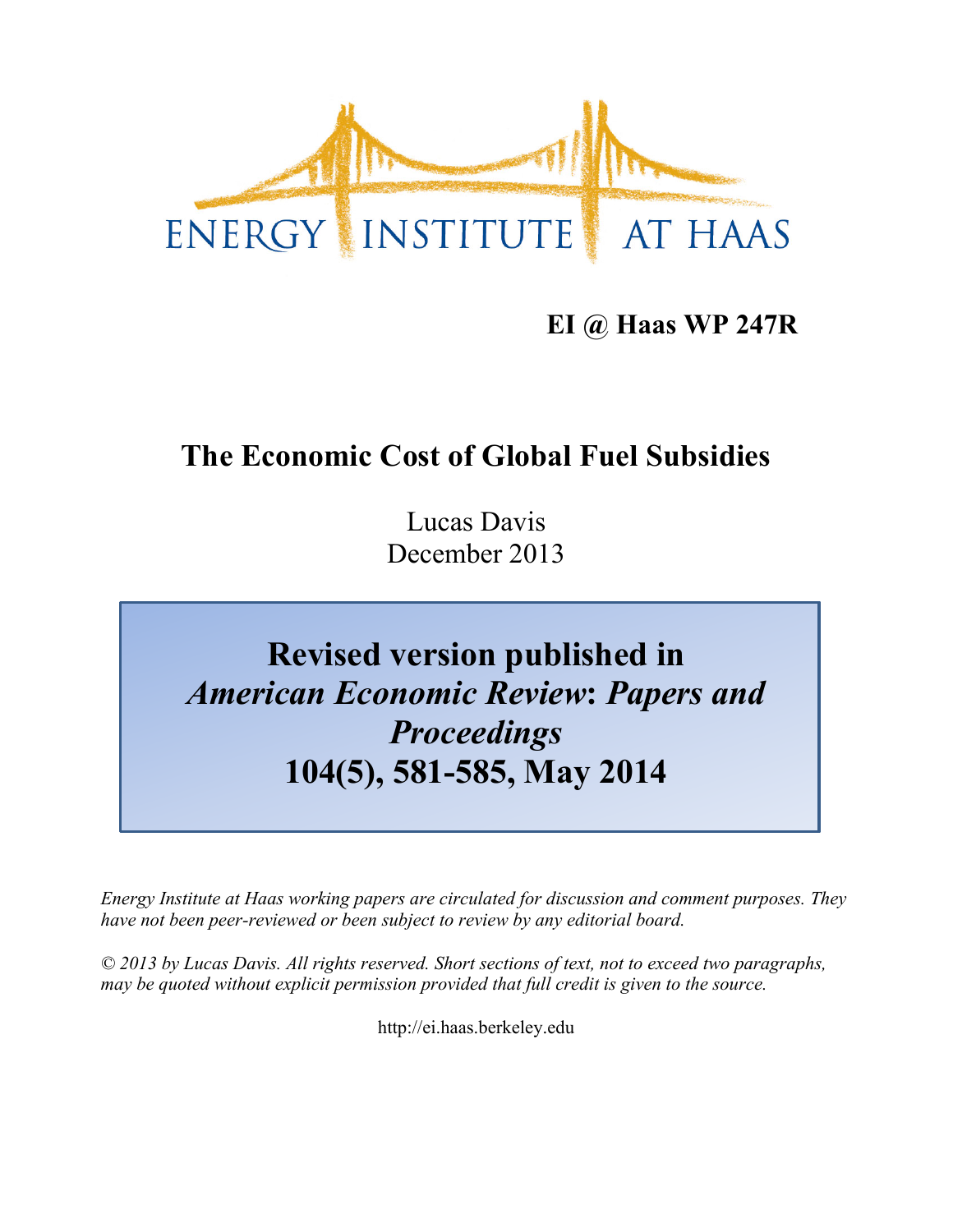ENERGY INSTITUTE AT HAAS

**EI @ Haas WP 247R**

# The Economic Cost of Global Fuel Subsidies

Lucas Davis
December 2013

**Revised version published in**
***American Economic Review*: *Papers and Proceedings***
**104(5), 581-585, May 2014**

*Energy Institute at Haas working papers are circulated for discussion and comment purposes. They have not been peer-reviewed or been subject to review by any editorial board.*

*© 2013 by Lucas Davis. All rights reserved. Short sections of text, not to exceed two paragraphs, may be quoted without explicit permission provided that full credit is given to the source.*

http://ei.haas.berkeley.edu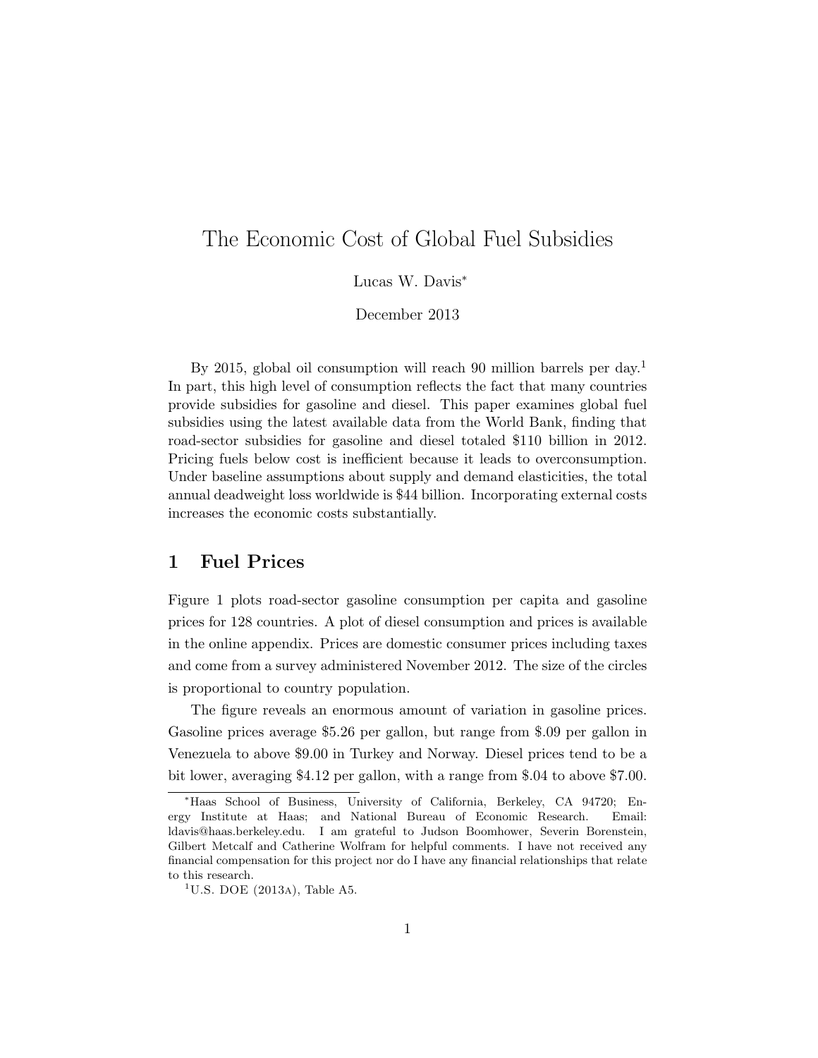# The Economic Cost of Global Fuel Subsidies

Lucas W. Davis*

December 2013

By 2015, global oil consumption will reach 90 million barrels per day.[1] In part, this high level of consumption reflects the fact that many countries provide subsidies for gasoline and diesel. This paper examines global fuel subsidies using the latest available data from the World Bank, finding that road-sector subsidies for gasoline and diesel totaled $110 billion in 2012. Pricing fuels below cost is inefficient because it leads to overconsumption. Under baseline assumptions about supply and demand elasticities, the total annual deadweight loss worldwide is $44 billion. Incorporating external costs increases the economic costs substantially.

## 1 Fuel Prices

Figure 1 plots road-sector gasoline consumption per capita and gasoline prices for 128 countries. A plot of diesel consumption and prices is available in the online appendix. Prices are domestic consumer prices including taxes and come from a survey administered November 2012. The size of the circles is proportional to country population.

The figure reveals an enormous amount of variation in gasoline prices. Gasoline prices average $5.26 per gallon, but range from $.09 per gallon in Venezuela to above $9.00 in Turkey and Norway. Diesel prices tend to be a bit lower, averaging $4.12 per gallon, with a range from $.04 to above $7.00.

---

*Haas School of Business, University of California, Berkeley, CA 94720; Energy Institute at Haas; and National Bureau of Economic Research. Email: ldavis@haas.berkeley.edu. I am grateful to Judson Boomhower, Severin Borenstein, Gilbert Metcalf and Catherine Wolfram for helpful comments. I have not received any financial compensation for this project nor do I have any financial relationships that relate to this research.

[1] U.S. DOE (2013a), Table A5.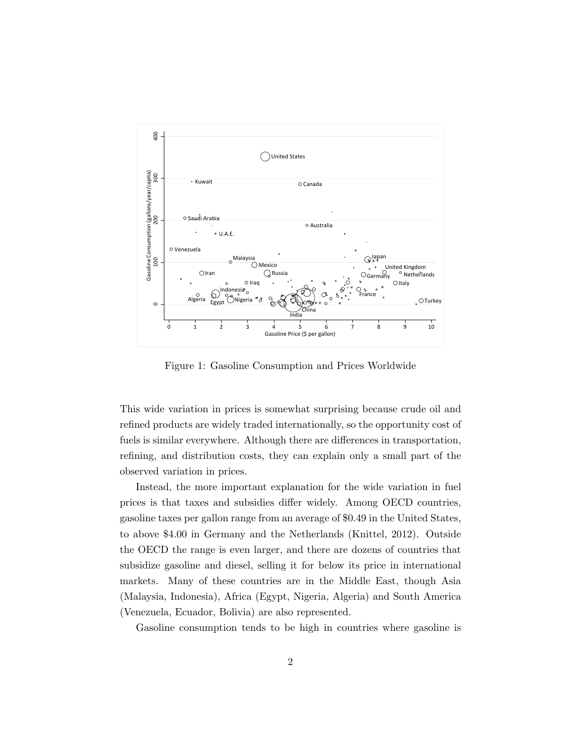Figure 1: Gasoline Consumption and Prices Worldwide

This wide variation in prices is somewhat surprising because crude oil and refined products are widely traded internationally, so the opportunity cost of fuels is similar everywhere. Although there are differences in transportation, refining, and distribution costs, they can explain only a small part of the observed variation in prices.

Instead, the more important explanation for the wide variation in fuel prices is that taxes and subsidies differ widely. Among OECD countries, gasoline taxes per gallon range from an average of \$0.49 in the United States, to above \$4.00 in Germany and the Netherlands (Knittel, 2012). Outside the OECD the range is even larger, and there are dozens of countries that subsidize gasoline and diesel, selling it for below its price in international markets. Many of these countries are in the Middle East, though Asia (Malaysia, Indonesia), Africa (Egypt, Nigeria, Algeria) and South America (Venezuela, Ecuador, Bolivia) are also represented.

Gasoline consumption tends to be high in countries where gasoline is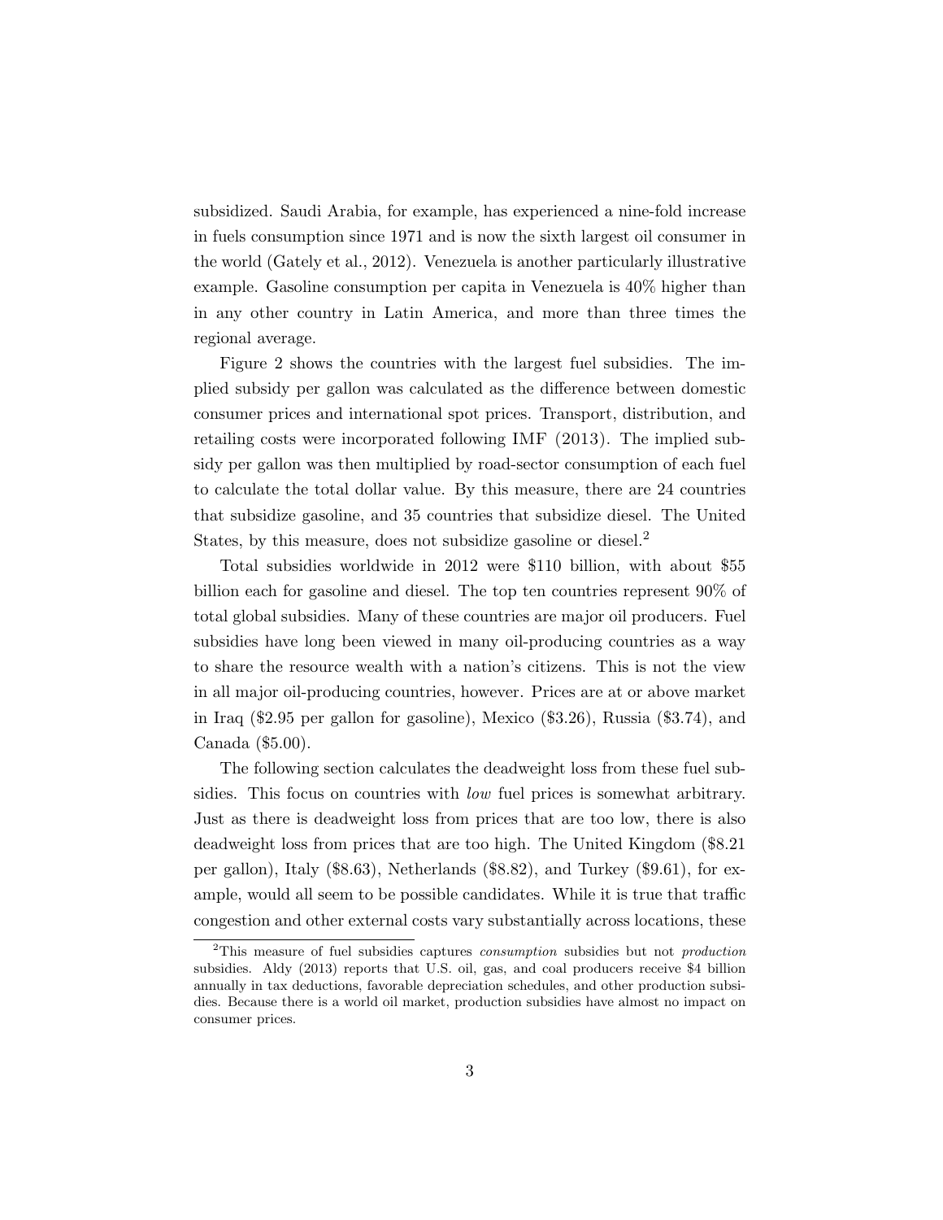subsidized. Saudi Arabia, for example, has experienced a nine-fold increase in fuels consumption since 1971 and is now the sixth largest oil consumer in the world (Gately et al., 2012). Venezuela is another particularly illustrative example. Gasoline consumption per capita in Venezuela is 40% higher than in any other country in Latin America, and more than three times the regional average.

Figure 2 shows the countries with the largest fuel subsidies. The implied subsidy per gallon was calculated as the difference between domestic consumer prices and international spot prices. Transport, distribution, and retailing costs were incorporated following IMF (2013). The implied subsidy per gallon was then multiplied by road-sector consumption of each fuel to calculate the total dollar value. By this measure, there are 24 countries that subsidize gasoline, and 35 countries that subsidize diesel. The United States, by this measure, does not subsidize gasoline or diesel.[2]

Total subsidies worldwide in 2012 were $110 billion, with about $55 billion each for gasoline and diesel. The top ten countries represent 90% of total global subsidies. Many of these countries are major oil producers. Fuel subsidies have long been viewed in many oil-producing countries as a way to share the resource wealth with a nation's citizens. This is not the view in all major oil-producing countries, however. Prices are at or above market in Iraq ($2.95 per gallon for gasoline), Mexico ($3.26), Russia ($3.74), and Canada ($5.00).

The following section calculates the deadweight loss from these fuel subsidies. This focus on countries with *low* fuel prices is somewhat arbitrary. Just as there is deadweight loss from prices that are too low, there is also deadweight loss from prices that are too high. The United Kingdom ($8.21 per gallon), Italy ($8.63), Netherlands ($8.82), and Turkey ($9.61), for example, would all seem to be possible candidates. While it is true that traffic congestion and other external costs vary substantially across locations, these

[2] This measure of fuel subsidies captures *consumption* subsidies but not *production* subsidies. Aldy (2013) reports that U.S. oil, gas, and coal producers receive $4 billion annually in tax deductions, favorable depreciation schedules, and other production subsidies. Because there is a world oil market, production subsidies have almost no impact on consumer prices.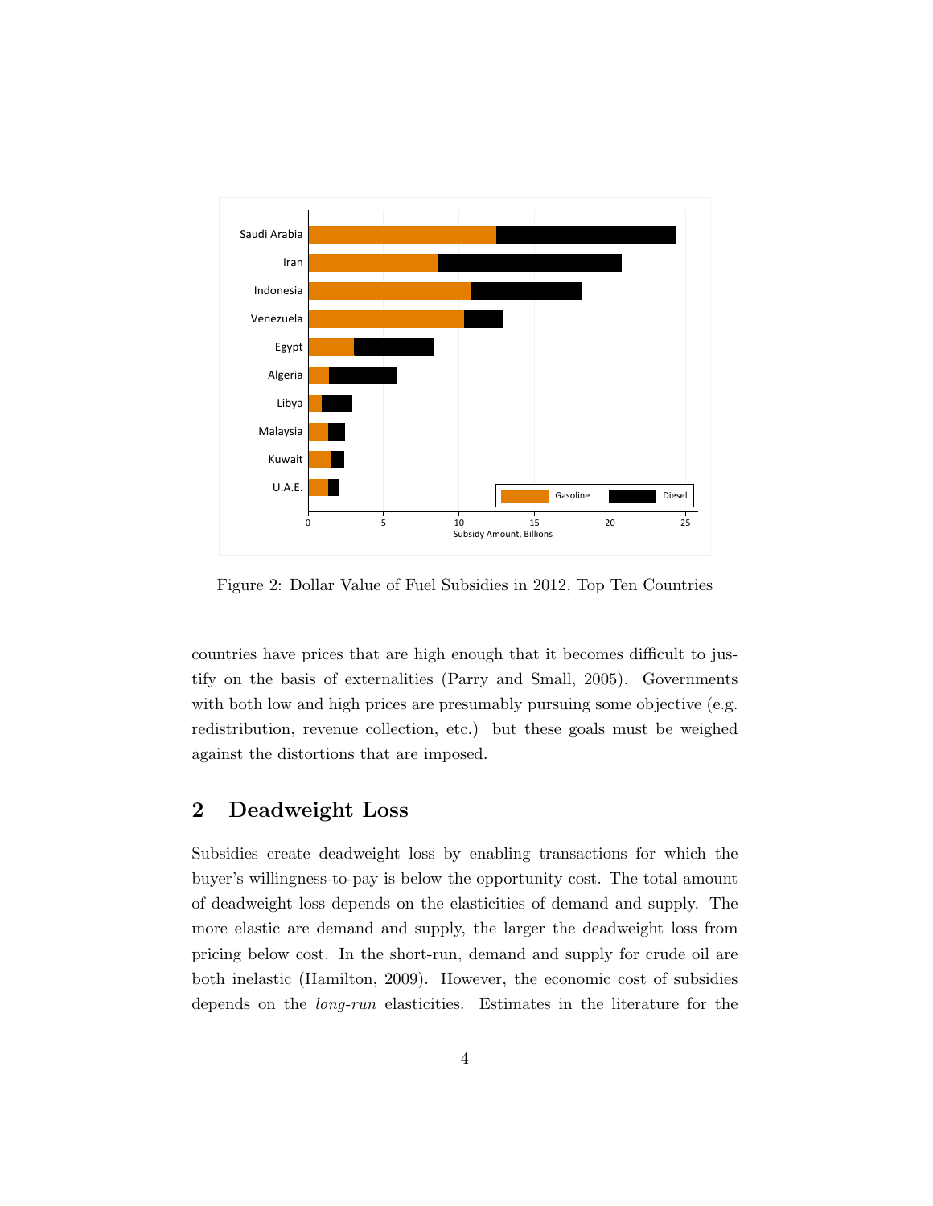Figure 2: Dollar Value of Fuel Subsidies in 2012, Top Ten Countries

countries have prices that are high enough that it becomes difficult to justify on the basis of externalities (Parry and Small, 2005). Governments with both low and high prices are presumably pursuing some objective (e.g. redistribution, revenue collection, etc.) but these goals must be weighed against the distortions that are imposed.

## 2 Deadweight Loss

Subsidies create deadweight loss by enabling transactions for which the buyer's willingness-to-pay is below the opportunity cost. The total amount of deadweight loss depends on the elasticities of demand and supply. The more elastic are demand and supply, the larger the deadweight loss from pricing below cost. In the short-run, demand and supply for crude oil are both inelastic (Hamilton, 2009). However, the economic cost of subsidies depends on the *long-run* elasticities. Estimates in the literature for the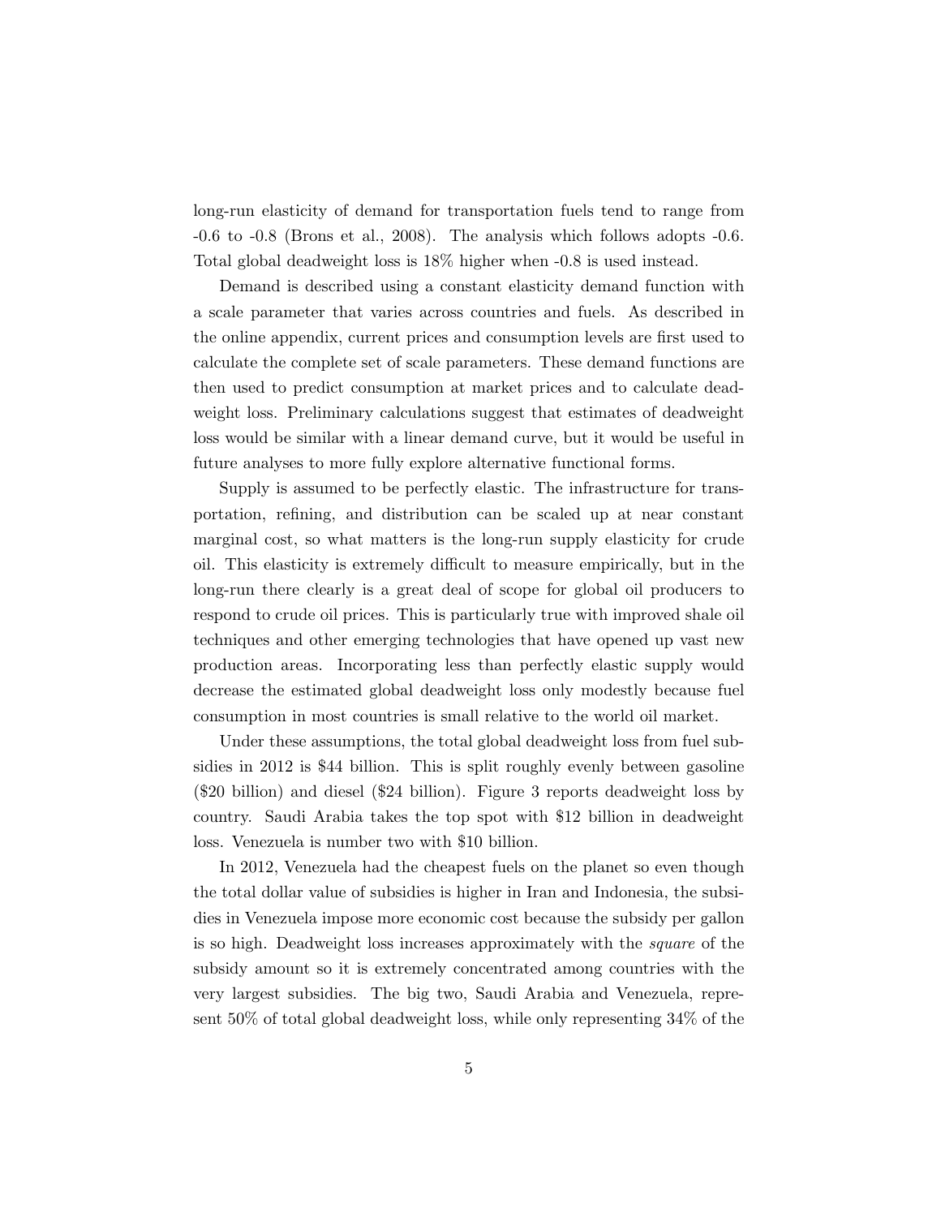long-run elasticity of demand for transportation fuels tend to range from -0.6 to -0.8 (Brons et al., 2008). The analysis which follows adopts -0.6. Total global deadweight loss is 18% higher when -0.8 is used instead.

Demand is described using a constant elasticity demand function with a scale parameter that varies across countries and fuels. As described in the online appendix, current prices and consumption levels are first used to calculate the complete set of scale parameters. These demand functions are then used to predict consumption at market prices and to calculate deadweight loss. Preliminary calculations suggest that estimates of deadweight loss would be similar with a linear demand curve, but it would be useful in future analyses to more fully explore alternative functional forms.

Supply is assumed to be perfectly elastic. The infrastructure for transportation, refining, and distribution can be scaled up at near constant marginal cost, so what matters is the long-run supply elasticity for crude oil. This elasticity is extremely difficult to measure empirically, but in the long-run there clearly is a great deal of scope for global oil producers to respond to crude oil prices. This is particularly true with improved shale oil techniques and other emerging technologies that have opened up vast new production areas. Incorporating less than perfectly elastic supply would decrease the estimated global deadweight loss only modestly because fuel consumption in most countries is small relative to the world oil market.

Under these assumptions, the total global deadweight loss from fuel subsidies in 2012 is $44 billion. This is split roughly evenly between gasoline ($20 billion) and diesel ($24 billion). Figure 3 reports deadweight loss by country. Saudi Arabia takes the top spot with $12 billion in deadweight loss. Venezuela is number two with $10 billion.

In 2012, Venezuela had the cheapest fuels on the planet so even though the total dollar value of subsidies is higher in Iran and Indonesia, the subsidies in Venezuela impose more economic cost because the subsidy per gallon is so high. Deadweight loss increases approximately with the *square* of the subsidy amount so it is extremely concentrated among countries with the very largest subsidies. The big two, Saudi Arabia and Venezuela, represent 50% of total global deadweight loss, while only representing 34% of the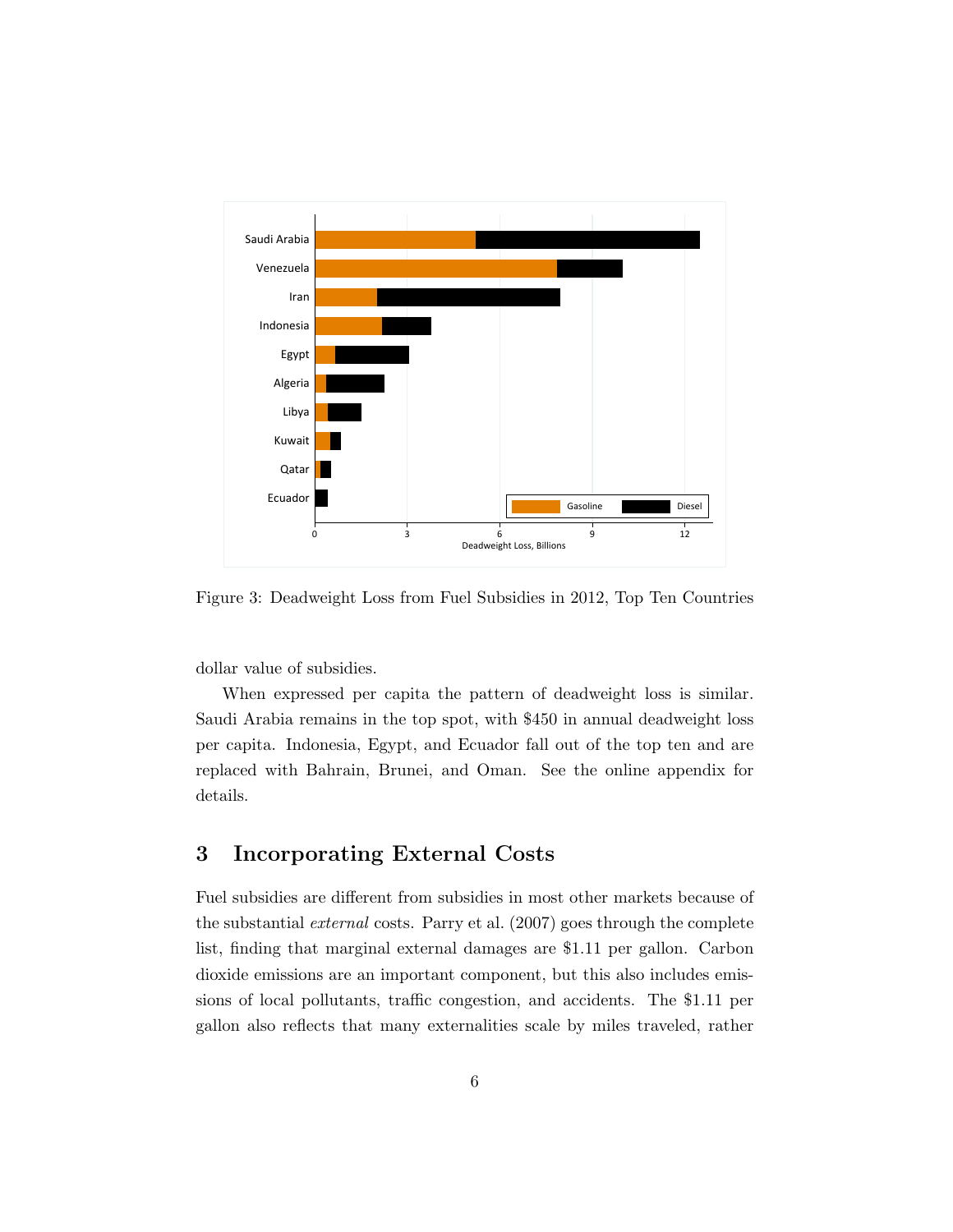Figure 3: Deadweight Loss from Fuel Subsidies in 2012, Top Ten Countries

dollar value of subsidies.

When expressed per capita the pattern of deadweight loss is similar. Saudi Arabia remains in the top spot, with $450 in annual deadweight loss per capita. Indonesia, Egypt, and Ecuador fall out of the top ten and are replaced with Bahrain, Brunei, and Oman. See the online appendix for details.

## 3 Incorporating External Costs

Fuel subsidies are different from subsidies in most other markets because of the substantial *external* costs. Parry et al. (2007) goes through the complete list, finding that marginal external damages are $1.11 per gallon. Carbon dioxide emissions are an important component, but this also includes emissions of local pollutants, traffic congestion, and accidents. The $1.11 per gallon also reflects that many externalities scale by miles traveled, rather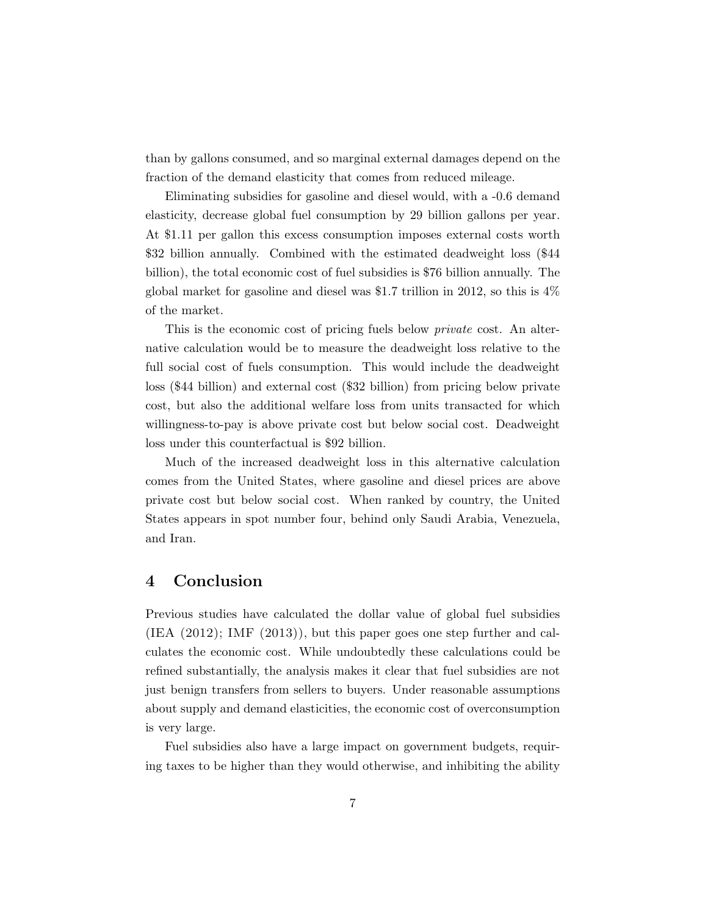than by gallons consumed, and so marginal external damages depend on the fraction of the demand elasticity that comes from reduced mileage.

Eliminating subsidies for gasoline and diesel would, with a -0.6 demand elasticity, decrease global fuel consumption by 29 billion gallons per year. At $1.11 per gallon this excess consumption imposes external costs worth $32 billion annually. Combined with the estimated deadweight loss ($44 billion), the total economic cost of fuel subsidies is $76 billion annually. The global market for gasoline and diesel was $1.7 trillion in 2012, so this is 4% of the market.

This is the economic cost of pricing fuels below *private* cost. An alternative calculation would be to measure the deadweight loss relative to the full social cost of fuels consumption. This would include the deadweight loss ($44 billion) and external cost ($32 billion) from pricing below private cost, but also the additional welfare loss from units transacted for which willingness-to-pay is above private cost but below social cost. Deadweight loss under this counterfactual is $92 billion.

Much of the increased deadweight loss in this alternative calculation comes from the United States, where gasoline and diesel prices are above private cost but below social cost. When ranked by country, the United States appears in spot number four, behind only Saudi Arabia, Venezuela, and Iran.

## 4 Conclusion

Previous studies have calculated the dollar value of global fuel subsidies (IEA (2012); IMF (2013)), but this paper goes one step further and calculates the economic cost. While undoubtedly these calculations could be refined substantially, the analysis makes it clear that fuel subsidies are not just benign transfers from sellers to buyers. Under reasonable assumptions about supply and demand elasticities, the economic cost of overconsumption is very large.

Fuel subsidies also have a large impact on government budgets, requiring taxes to be higher than they would otherwise, and inhibiting the ability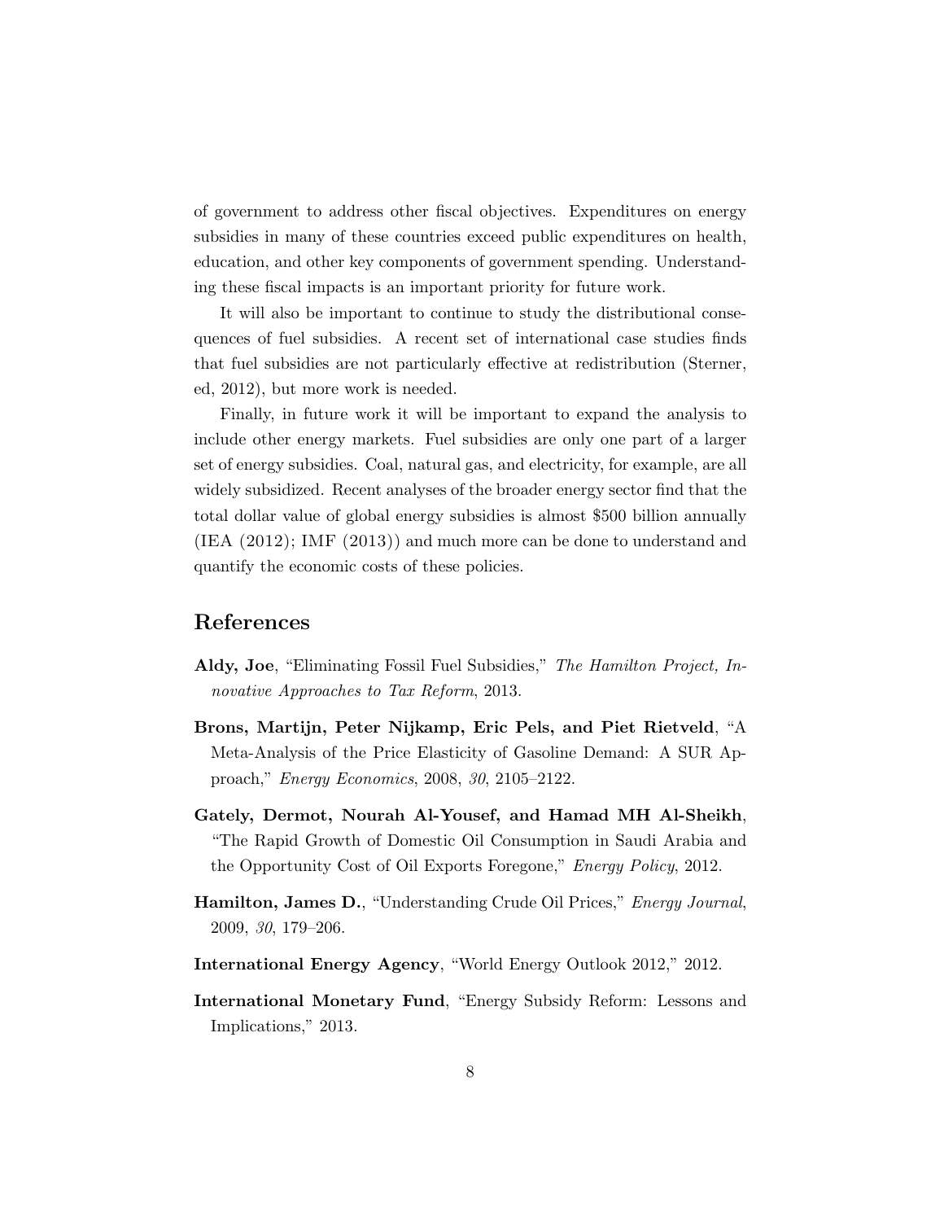of government to address other fiscal objectives. Expenditures on energy subsidies in many of these countries exceed public expenditures on health, education, and other key components of government spending. Understanding these fiscal impacts is an important priority for future work.

It will also be important to continue to study the distributional consequences of fuel subsidies. A recent set of international case studies finds that fuel subsidies are not particularly effective at redistribution (Sterner, ed, 2012), but more work is needed.

Finally, in future work it will be important to expand the analysis to include other energy markets. Fuel subsidies are only one part of a larger set of energy subsidies. Coal, natural gas, and electricity, for example, are all widely subsidized. Recent analyses of the broader energy sector find that the total dollar value of global energy subsidies is almost $500 billion annually (IEA (2012); IMF (2013)) and much more can be done to understand and quantify the economic costs of these policies.

## References

**Aldy, Joe**, "Eliminating Fossil Fuel Subsidies," *The Hamilton Project, Innovative Approaches to Tax Reform*, 2013.

**Brons, Martijn, Peter Nijkamp, Eric Pels, and Piet Rietveld**, "A Meta-Analysis of the Price Elasticity of Gasoline Demand: A SUR Approach," *Energy Economics*, 2008, *30*, 2105–2122.

**Gately, Dermot, Nourah Al-Yousef, and Hamad MH Al-Sheikh**, "The Rapid Growth of Domestic Oil Consumption in Saudi Arabia and the Opportunity Cost of Oil Exports Foregone," *Energy Policy*, 2012.

**Hamilton, James D.**, "Understanding Crude Oil Prices," *Energy Journal*, 2009, *30*, 179–206.

**International Energy Agency**, "World Energy Outlook 2012," 2012.

**International Monetary Fund**, "Energy Subsidy Reform: Lessons and Implications," 2013.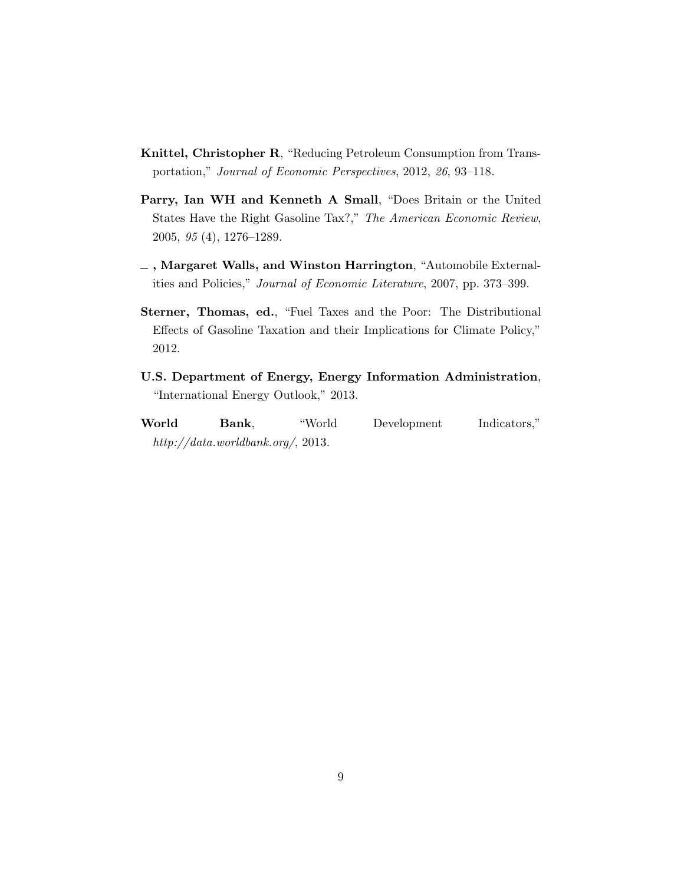**Knittel, Christopher R**, "Reducing Petroleum Consumption from Transportation," *Journal of Economic Perspectives*, 2012, *26*, 93–118.

**Parry, Ian WH and Kenneth A Small**, "Does Britain or the United States Have the Right Gasoline Tax?," *The American Economic Review*, 2005, *95* (4), 1276–1289.

**_ , Margaret Walls, and Winston Harrington**, "Automobile Externalities and Policies," *Journal of Economic Literature*, 2007, pp. 373–399.

**Sterner, Thomas, ed.**, "Fuel Taxes and the Poor: The Distributional Effects of Gasoline Taxation and their Implications for Climate Policy," 2012.

**U.S. Department of Energy, Energy Information Administration**, "International Energy Outlook," 2013.

**World Bank**, "World Development Indicators," *http://data.worldbank.org/*, 2013.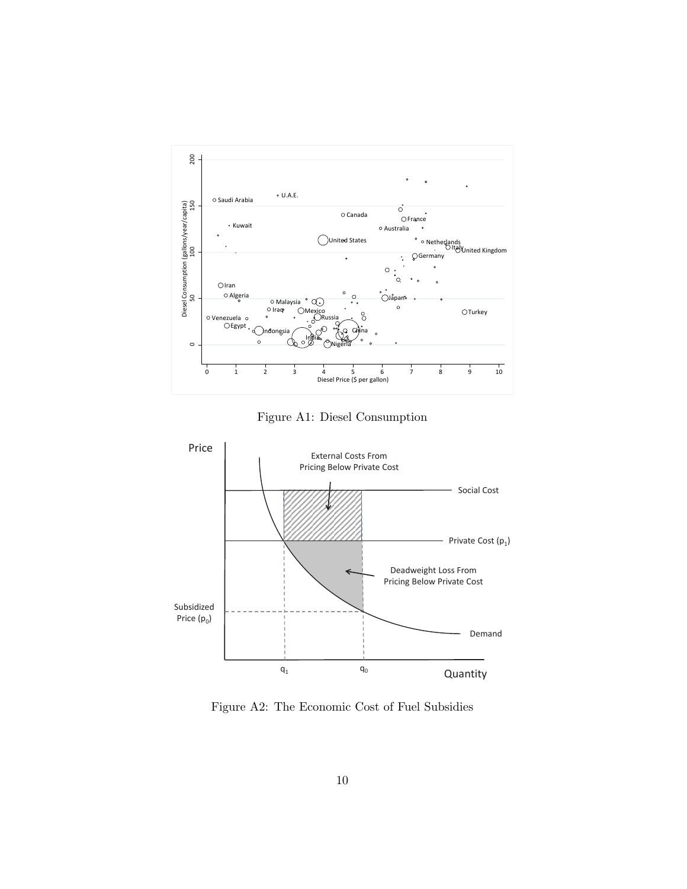Figure A1: Diesel Consumption

Figure A2: The Economic Cost of Fuel Subsidies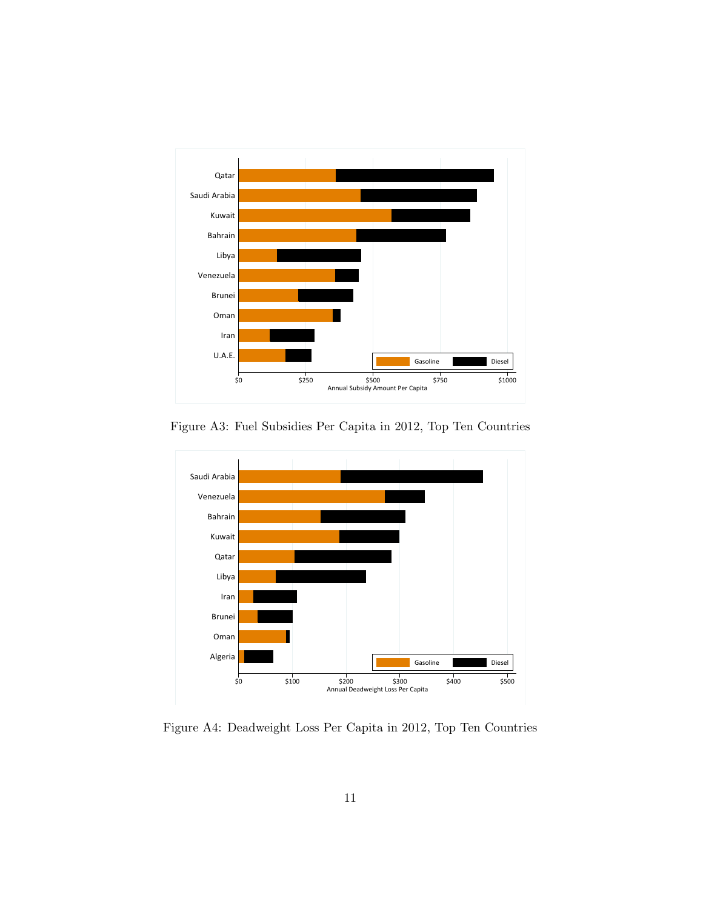Figure A3: Fuel Subsidies Per Capita in 2012, Top Ten Countries

Figure A4: Deadweight Loss Per Capita in 2012, Top Ten Countries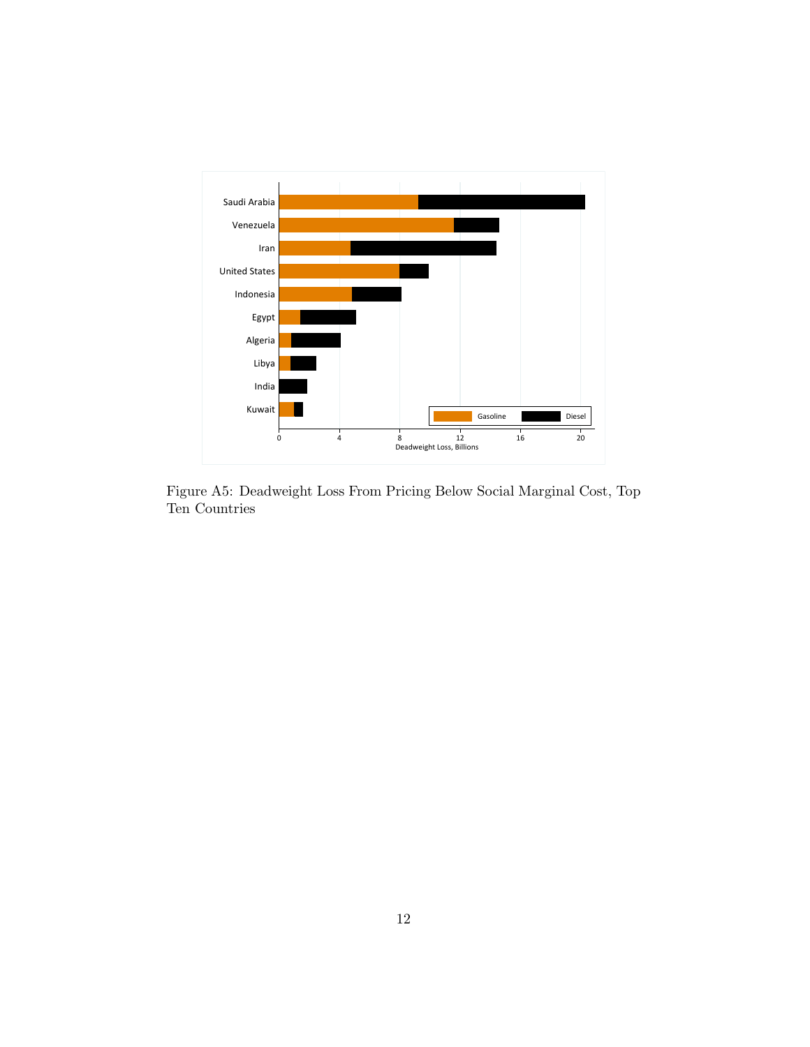Figure A5: Deadweight Loss From Pricing Below Social Marginal Cost, Top Ten Countries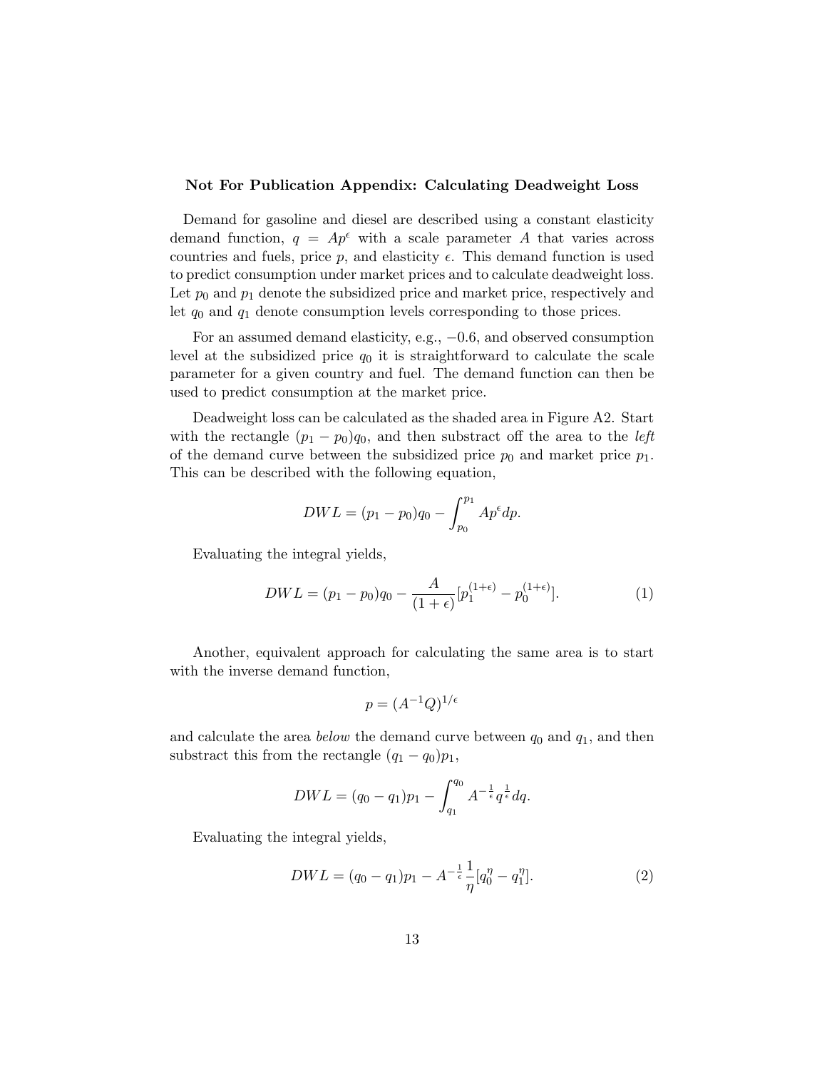### Not For Publication Appendix: Calculating Deadweight Loss

Demand for gasoline and diesel are described using a constant elasticity demand function, $q = Ap^{\epsilon}$ with a scale parameter $A$ that varies across countries and fuels, price $p$, and elasticity $\epsilon$. This demand function is used to predict consumption under market prices and to calculate deadweight loss. Let $p_0$ and $p_1$ denote the subsidized price and market price, respectively and let $q_0$ and $q_1$ denote consumption levels corresponding to those prices.

For an assumed demand elasticity, e.g., $-0.6$, and observed consumption level at the subsidized price $q_0$ it is straightforward to calculate the scale parameter for a given country and fuel. The demand function can then be used to predict consumption at the market price.

Deadweight loss can be calculated as the shaded area in Figure A2. Start with the rectangle $(p_1 - p_0)q_0$, and then substract off the area to the *left* of the demand curve between the subsidized price $p_0$ and market price $p_1$. This can be described with the following equation,

$$DWL = (p_1 - p_0)q_0 - \int_{p_0}^{p_1} Ap^{\epsilon} dp.$$

Evaluating the integral yields,

$$DWL = (p_1 - p_0)q_0 - \frac{A}{(1+\epsilon)}[p_1^{(1+\epsilon)} - p_0^{(1+\epsilon)}]. \tag{1}$$

Another, equivalent approach for calculating the same area is to start with the inverse demand function,

$$p = (A^{-1}Q)^{1/\epsilon}$$

and calculate the area *below* the demand curve between $q_0$ and $q_1$, and then substract this from the rectangle $(q_1 - q_0)p_1$,

$$DWL = (q_0 - q_1)p_1 - \int_{q_1}^{q_0} A^{-\frac{1}{\epsilon}} q^{\frac{1}{\epsilon}} dq.$$

Evaluating the integral yields,

$$DWL = (q_0 - q_1)p_1 - A^{-\frac{1}{\epsilon}} \frac{1}{\eta}[q_0^{\eta} - q_1^{\eta}]. \tag{2}$$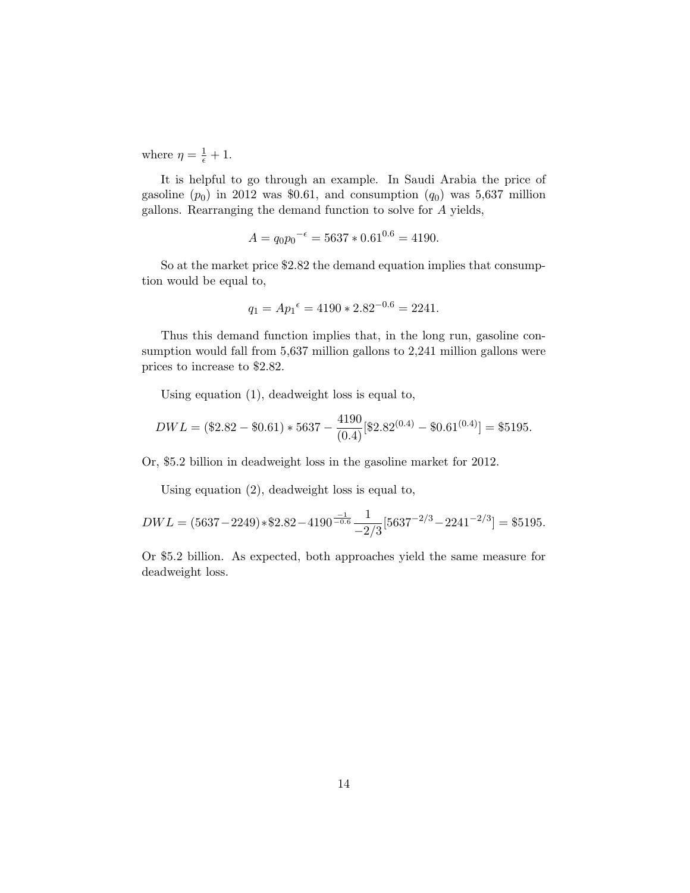where $\eta = \frac{1}{\epsilon} + 1$.

It is helpful to go through an example. In Saudi Arabia the price of gasoline ($p_0$) in 2012 was \$0.61, and consumption ($q_0$) was 5,637 million gallons. Rearranging the demand function to solve for $A$ yields,

$$A = q_0 {p_0}^{-\epsilon} = 5637 * 0.61^{0.6} = 4190.$$

So at the market price \$2.82 the demand equation implies that consumption would be equal to,

$$q_1 = A{p_1}^{\epsilon} = 4190 * 2.82^{-0.6} = 2241.$$

Thus this demand function implies that, in the long run, gasoline consumption would fall from 5,637 million gallons to 2,241 million gallons were prices to increase to \$2.82.

Using equation (1), deadweight loss is equal to,

$$DWL = (\$2.82 - \$0.61) * 5637 - \frac{4190}{(0.4)}[\$2.82^{(0.4)} - \$0.61^{(0.4)}] = \$5195.$$

Or, \$5.2 billion in deadweight loss in the gasoline market for 2012.

Using equation (2), deadweight loss is equal to,

$$DWL = (5637 - 2249) * \$2.82 - 4190^{\frac{-1}{-0.6}} \frac{1}{-2/3}[5637^{-2/3} - 2241^{-2/3}] = \$5195.$$

Or \$5.2 billion. As expected, both approaches yield the same measure for deadweight loss.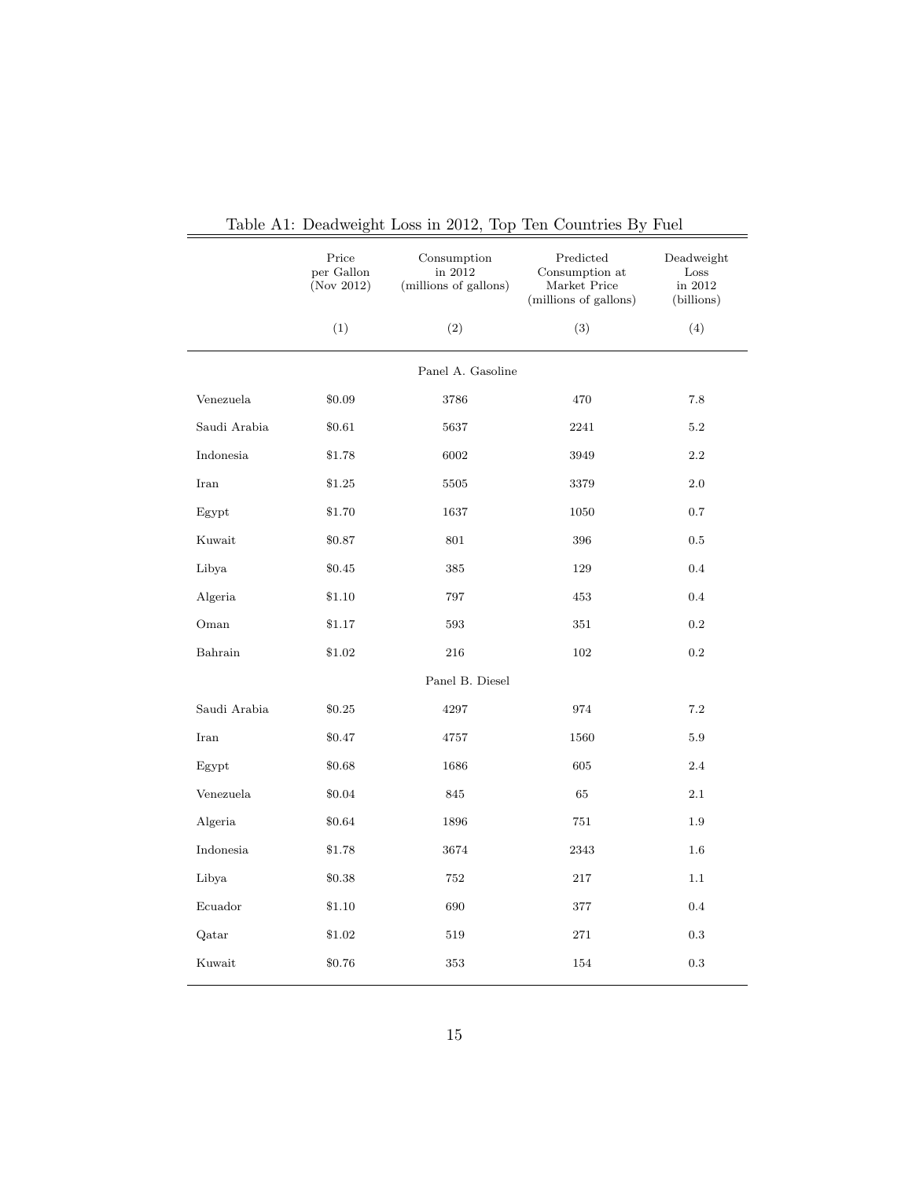Table A1: Deadweight Loss in 2012, Top Ten Countries By Fuel

| | Price per Gallon (Nov 2012) | Consumption in 2012 (millions of gallons) | Predicted Consumption at Market Price (millions of gallons) | Deadweight Loss in 2012 (billions) |
|---|---|---|---|---|
| | (1) | (2) | (3) | (4) |
| | | Panel A. Gasoline | | |
| Venezuela | \$0.09 | 3786 | 470 | 7.8 |
| Saudi Arabia | \$0.61 | 5637 | 2241 | 5.2 |
| Indonesia | \$1.78 | 6002 | 3949 | 2.2 |
| Iran | \$1.25 | 5505 | 3379 | 2.0 |
| Egypt | \$1.70 | 1637 | 1050 | 0.7 |
| Kuwait | \$0.87 | 801 | 396 | 0.5 |
| Libya | \$0.45 | 385 | 129 | 0.4 |
| Algeria | \$1.10 | 797 | 453 | 0.4 |
| Oman | \$1.17 | 593 | 351 | 0.2 |
| Bahrain | \$1.02 | 216 | 102 | 0.2 |
| | | Panel B. Diesel | | |
| Saudi Arabia | \$0.25 | 4297 | 974 | 7.2 |
| Iran | \$0.47 | 4757 | 1560 | 5.9 |
| Egypt | \$0.68 | 1686 | 605 | 2.4 |
| Venezuela | \$0.04 | 845 | 65 | 2.1 |
| Algeria | \$0.64 | 1896 | 751 | 1.9 |
| Indonesia | \$1.78 | 3674 | 2343 | 1.6 |
| Libya | \$0.38 | 752 | 217 | 1.1 |
| Ecuador | \$1.10 | 690 | 377 | 0.4 |
| Qatar | \$1.02 | 519 | 271 | 0.3 |
| Kuwait | \$0.76 | 353 | 154 | 0.3 |